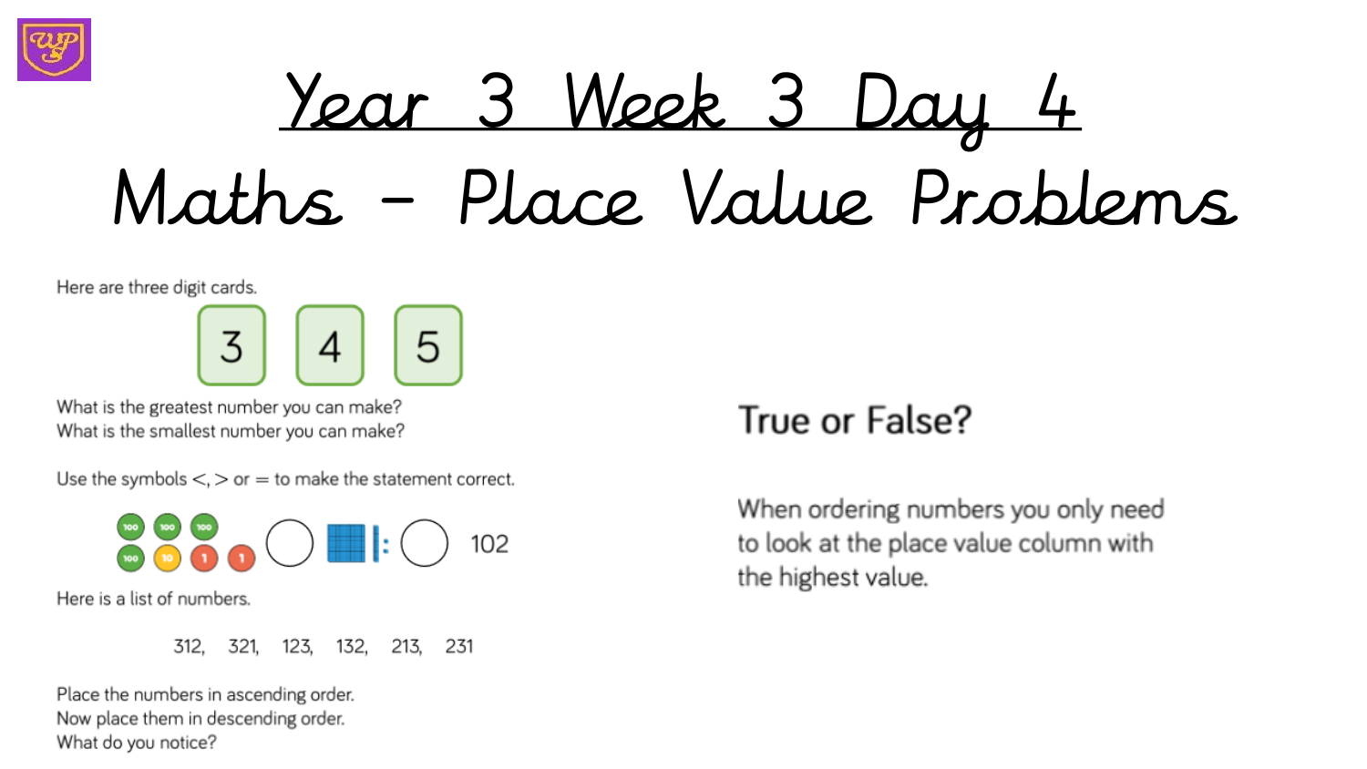# Year 3 Week 3 Day 4

## Maths – Place Value Problems

Here are three digit cards.

3 4 5

What is the greatest number you can make?
What is the smallest number you can make?

Use the symbols <, > or = to make the statement correct.

100 100 100 100 10 1 1 ◯ ◯ 102

Here is a list of numbers.

312, 321, 123, 132, 213, 231

Place the numbers in ascending order.
Now place them in descending order.
What do you notice?

### True or False?

When ordering numbers you only need to look at the place value column with the highest value.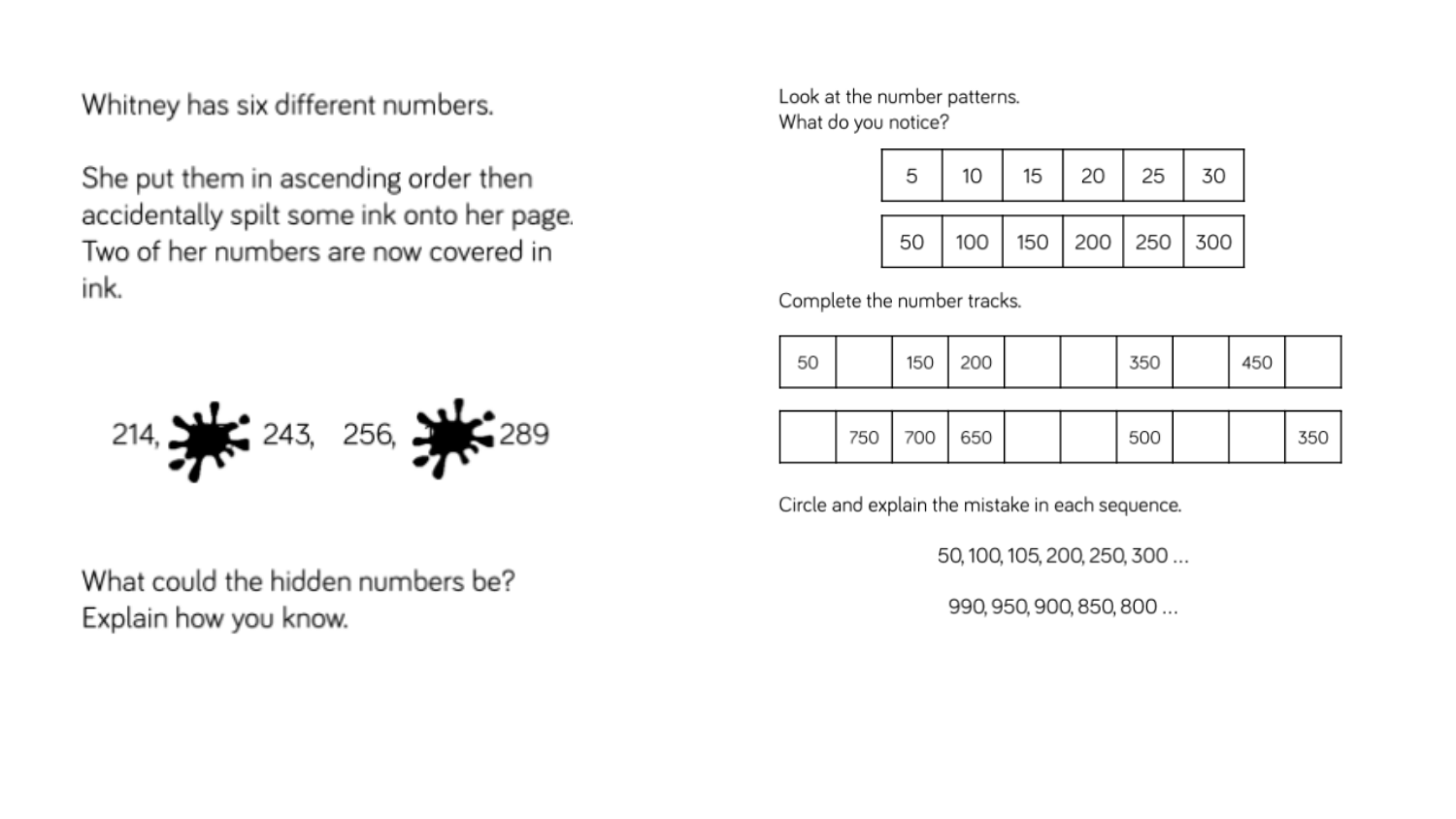Whitney has six different numbers.

She put them in ascending order then accidentally spilt some ink onto her page. Two of her numbers are now covered in ink.

214, [ink], 243, 256, [ink], 289

What could the hidden numbers be? Explain how you know.

Look at the number patterns.
What do you notice?

| | | | | | |
|---|---|---|---|---|---|
| 5 | 10 | 15 | 20 | 25 | 30 |

| | | | | | |
|---|---|---|---|---|---|
| 50 | 100 | 150 | 200 | 250 | 300 |

Complete the number tracks.

| | | | | | | | | | |
|---|---|---|---|---|---|---|---|---|---|
| 50 | | 150 | 200 | | | 350 | | 450 | |

| | | | | | | | | | |
|---|---|---|---|---|---|---|---|---|---|
| | 750 | 700 | 650 | | | 500 | | | 350 |

Circle and explain the mistake in each sequence.

50, 100, 105, 200, 250, 300 …

990, 950, 900, 850, 800 …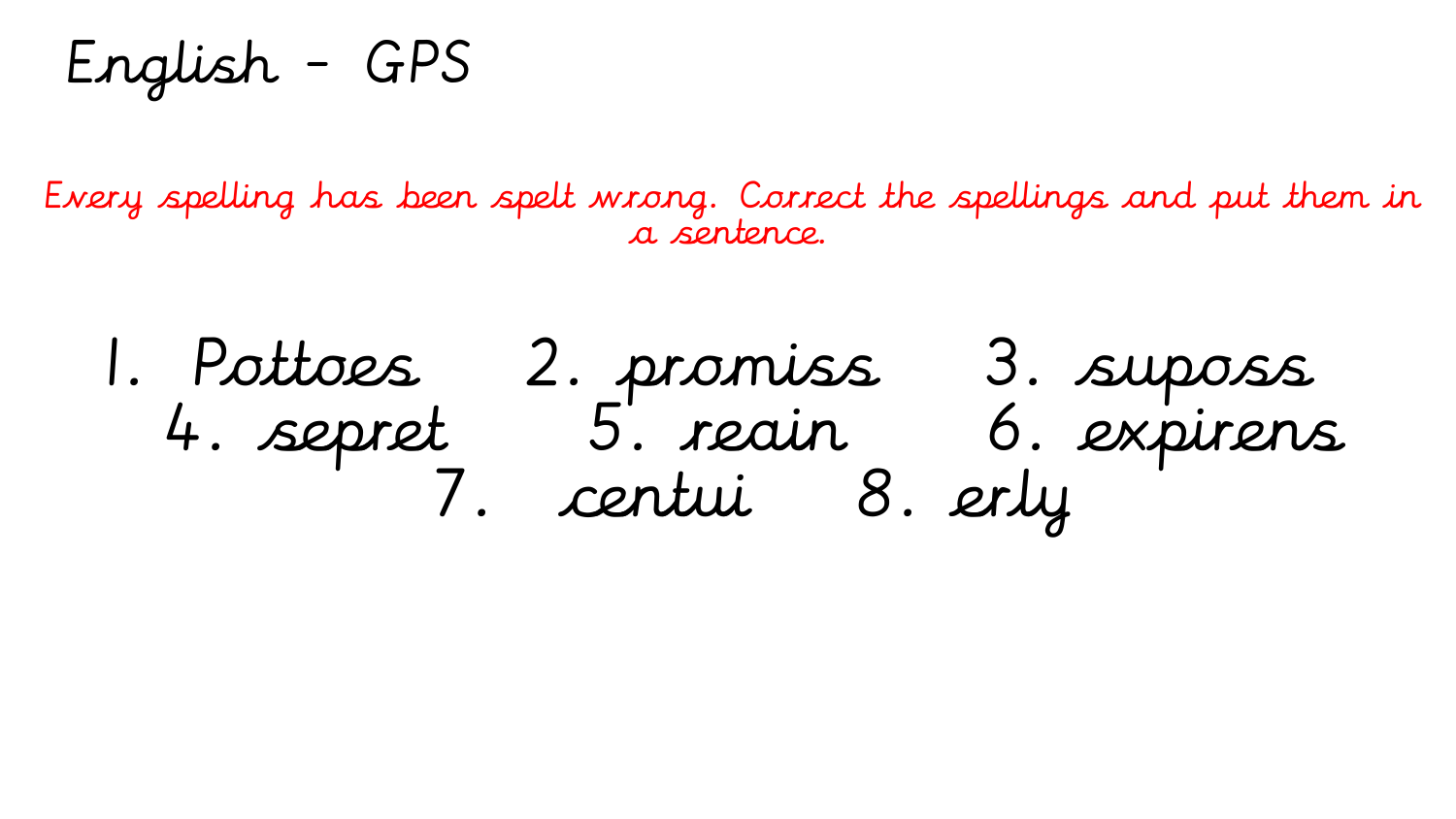# English - GPS

Every spelling has been spelt wrong. Correct the spellings and put them in a sentence.

1. Pottoes  2. promiss  3. suposs
4. sepret  5. reain  6. expirens
7. centui  8. erly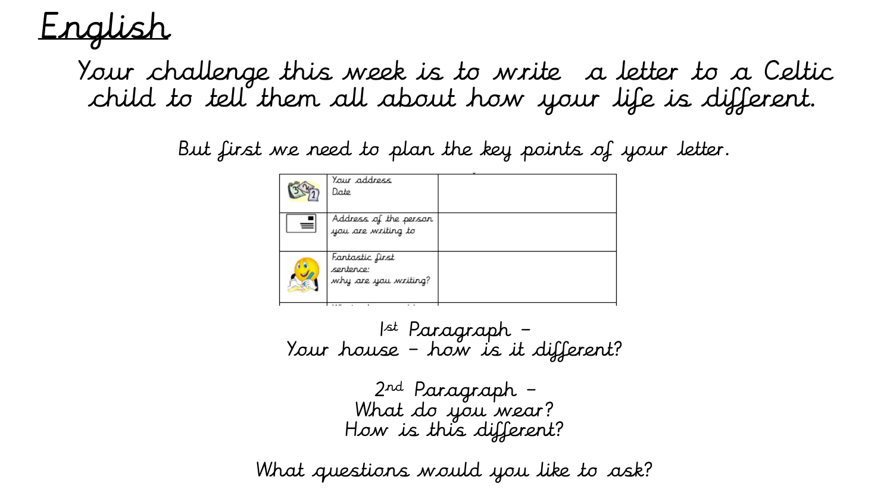# English

Your challenge this week is to write a letter to a Celtic child to tell them all about how your life is different.

But first we need to plan the key points of your letter.

| | | |
|---|---|---|
| | Your address Date | |
| | Address of the person you are writing to | |
| | Fantastic first sentence: why are you writing? | |

1st Paragraph – Your house – how is it different?

2nd Paragraph – What do you wear? How is this different?

What questions would you like to ask?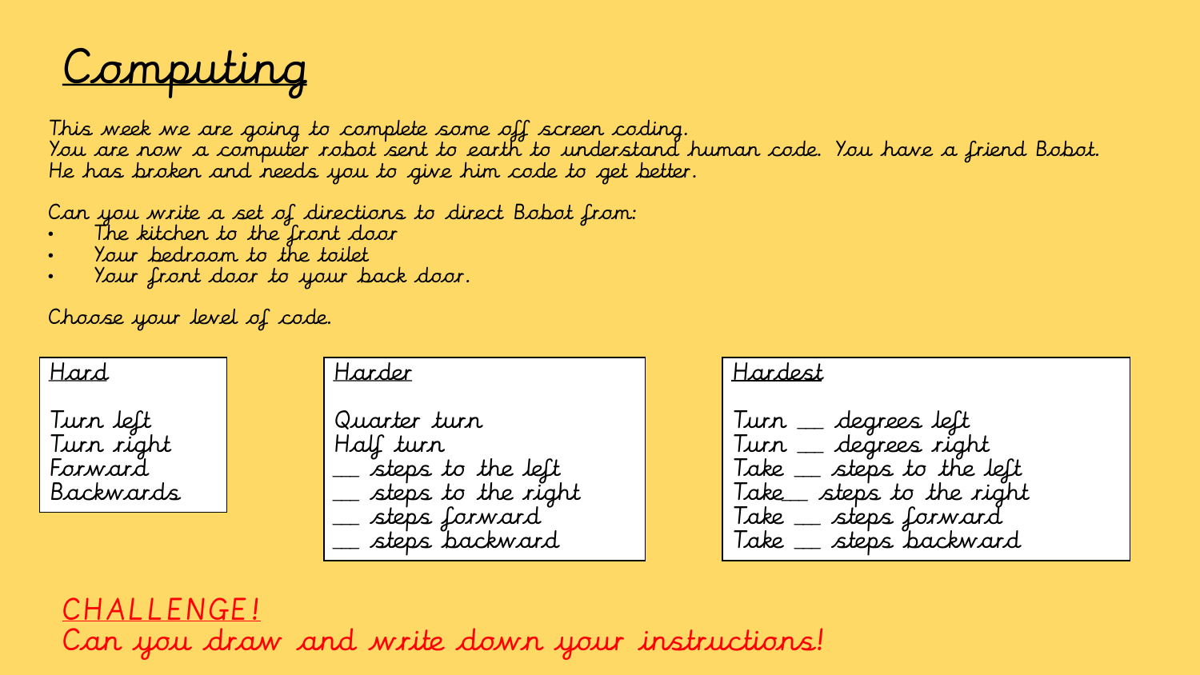# Computing

This week we are going to complete some off screen coding.
You are now a computer robot sent to earth to understand human code. You have a friend Bobot. He has broken and needs you to give him code to get better.

Can you write a set of directions to direct Bobot from:

- The kitchen to the front door
- Your bedroom to the toilet
- Your front door to your back door.

Choose your level of code.

**Hard**

Turn left
Turn right
Forward
Backwards

**Harder**

Quarter turn
Half turn
__ steps to the left
__ steps to the right
__ steps forward
__ steps backward

**Hardest**

Turn __ degrees left
Turn __ degrees right
Take __ steps to the left
Take__ steps to the right
Take __ steps forward
Take __ steps backward

CHALLENGE!
Can you draw and write down your instructions!